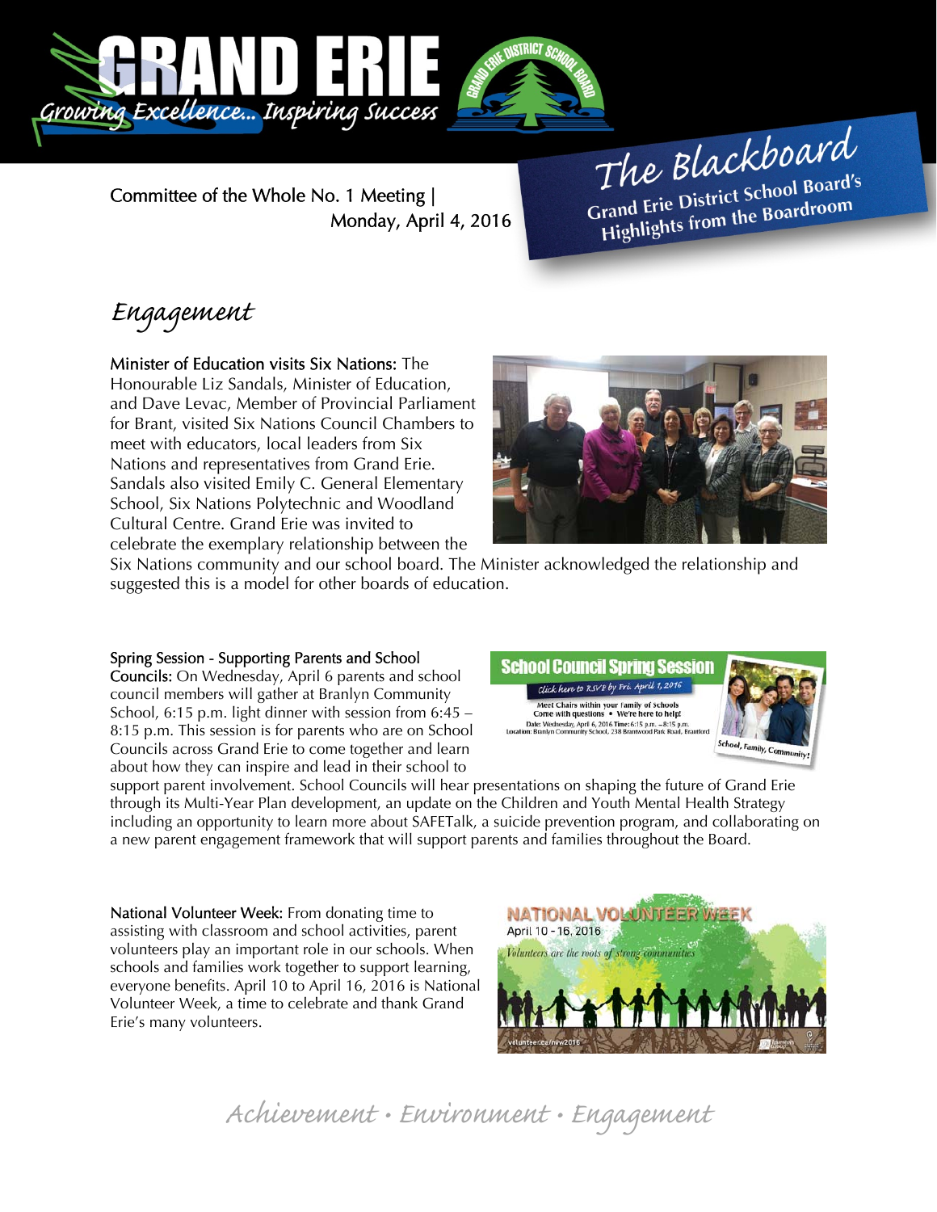# GRAND ERIE

*Growing Excellence... Inspiring Success*

Committee of the Whole No. 1 Meeting | Monday, April 4, 2016

**The Blackboard**
**Grand Erie District School Board's Highlights from the Boardroom**

## *Engagement*

**Minister of Education visits Six Nations:** The Honourable Liz Sandals, Minister of Education, and Dave Levac, Member of Provincial Parliament for Brant, visited Six Nations Council Chambers to meet with educators, local leaders from Six Nations and representatives from Grand Erie. Sandals also visited Emily C. General Elementary School, Six Nations Polytechnic and Woodland Cultural Centre. Grand Erie was invited to celebrate the exemplary relationship between the Six Nations community and our school board. The Minister acknowledged the relationship and suggested this is a model for other boards of education.

**Spring Session - Supporting Parents and School Councils:** On Wednesday, April 6 parents and school council members will gather at Branlyn Community School, 6:15 p.m. light dinner with session from 6:45 – 8:15 p.m. This session is for parents who are on School Councils across Grand Erie to come together and learn about how they can inspire and lead in their school to support parent involvement. School Councils will hear presentations on shaping the future of Grand Erie through its Multi-Year Plan development, an update on the Children and Youth Mental Health Strategy including an opportunity to learn more about SAFETalk, a suicide prevention program, and collaborating on a new parent engagement framework that will support parents and families throughout the Board.

**National Volunteer Week:** From donating time to assisting with classroom and school activities, parent volunteers play an important role in our schools. When schools and families work together to support learning, everyone benefits. April 10 to April 16, 2016 is National Volunteer Week, a time to celebrate and thank Grand Erie's many volunteers.

*Achievement · Environment · Engagement*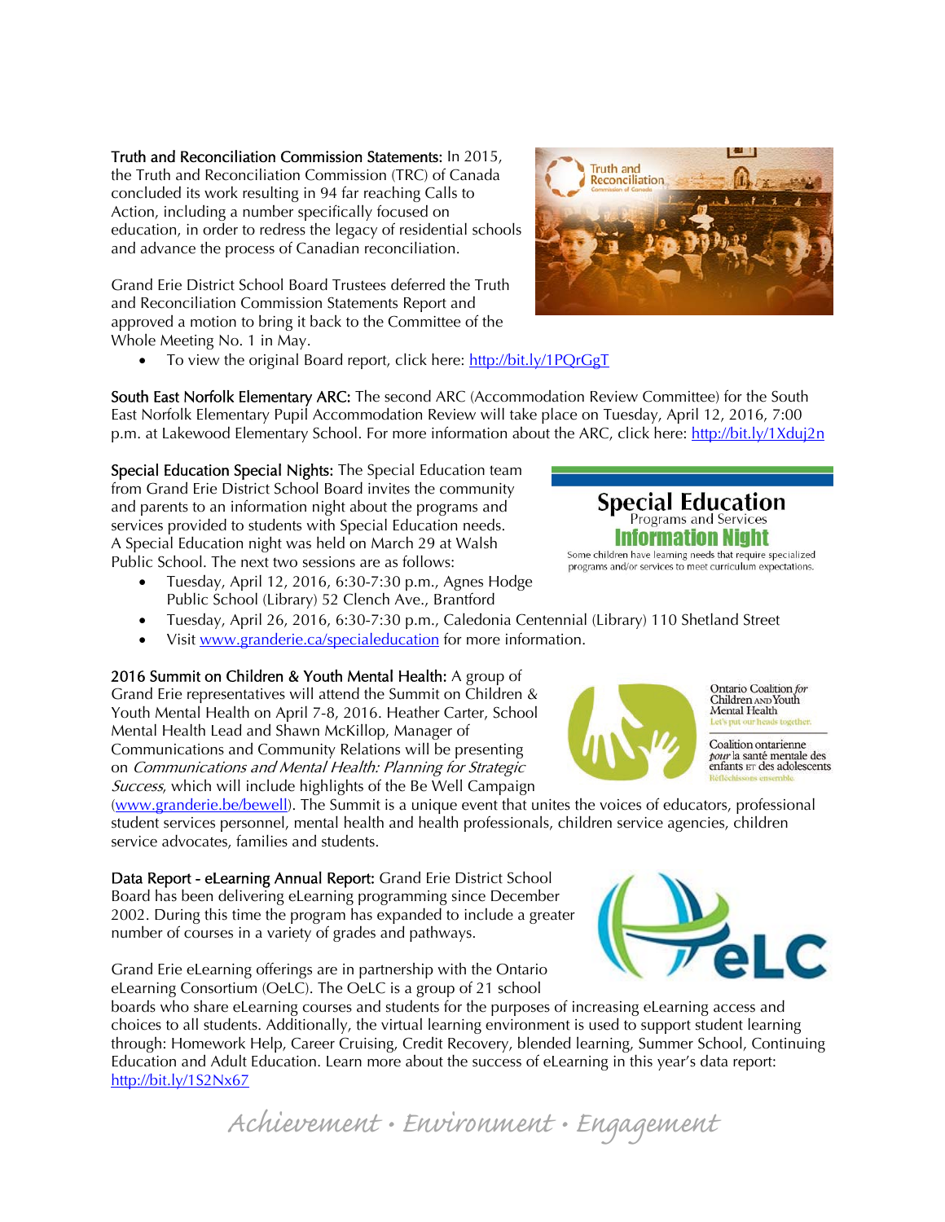**Truth and Reconciliation Commission Statements:** In 2015, the Truth and Reconciliation Commission (TRC) of Canada concluded its work resulting in 94 far reaching Calls to Action, including a number specifically focused on education, in order to redress the legacy of residential schools and advance the process of Canadian reconciliation.

Grand Erie District School Board Trustees deferred the Truth and Reconciliation Commission Statements Report and approved a motion to bring it back to the Committee of the Whole Meeting No. 1 in May.

- To view the original Board report, click here: http://bit.ly/1PQrGgT

**South East Norfolk Elementary ARC:** The second ARC (Accommodation Review Committee) for the South East Norfolk Elementary Pupil Accommodation Review will take place on Tuesday, April 12, 2016, 7:00 p.m. at Lakewood Elementary School. For more information about the ARC, click here: http://bit.ly/1Xduj2n

**Special Education Special Nights:** The Special Education team from Grand Erie District School Board invites the community and parents to an information night about the programs and services provided to students with Special Education needs. A Special Education night was held on March 29 at Walsh Public School. The next two sessions are as follows:

- Tuesday, April 12, 2016, 6:30-7:30 p.m., Agnes Hodge Public School (Library) 52 Clench Ave., Brantford
- Tuesday, April 26, 2016, 6:30-7:30 p.m., Caledonia Centennial (Library) 110 Shetland Street
- Visit www.granderie.ca/specialeducation for more information.

**2016 Summit on Children & Youth Mental Health:** A group of Grand Erie representatives will attend the Summit on Children & Youth Mental Health on April 7-8, 2016. Heather Carter, School Mental Health Lead and Shawn McKillop, Manager of Communications and Community Relations will be presenting on *Communications and Mental Health: Planning for Strategic Success*, which will include highlights of the Be Well Campaign (www.granderie.be/bewell). The Summit is a unique event that unites the voices of educators, professional student services personnel, mental health and health professionals, children service agencies, children service advocates, families and students.

**Data Report - eLearning Annual Report:** Grand Erie District School Board has been delivering eLearning programming since December 2002. During this time the program has expanded to include a greater number of courses in a variety of grades and pathways.

Grand Erie eLearning offerings are in partnership with the Ontario eLearning Consortium (OeLC). The OeLC is a group of 21 school boards who share eLearning courses and students for the purposes of increasing eLearning access and choices to all students. Additionally, the virtual learning environment is used to support student learning through: Homework Help, Career Cruising, Credit Recovery, blended learning, Summer School, Continuing Education and Adult Education. Learn more about the success of eLearning in this year's data report: http://bit.ly/1S2Nx67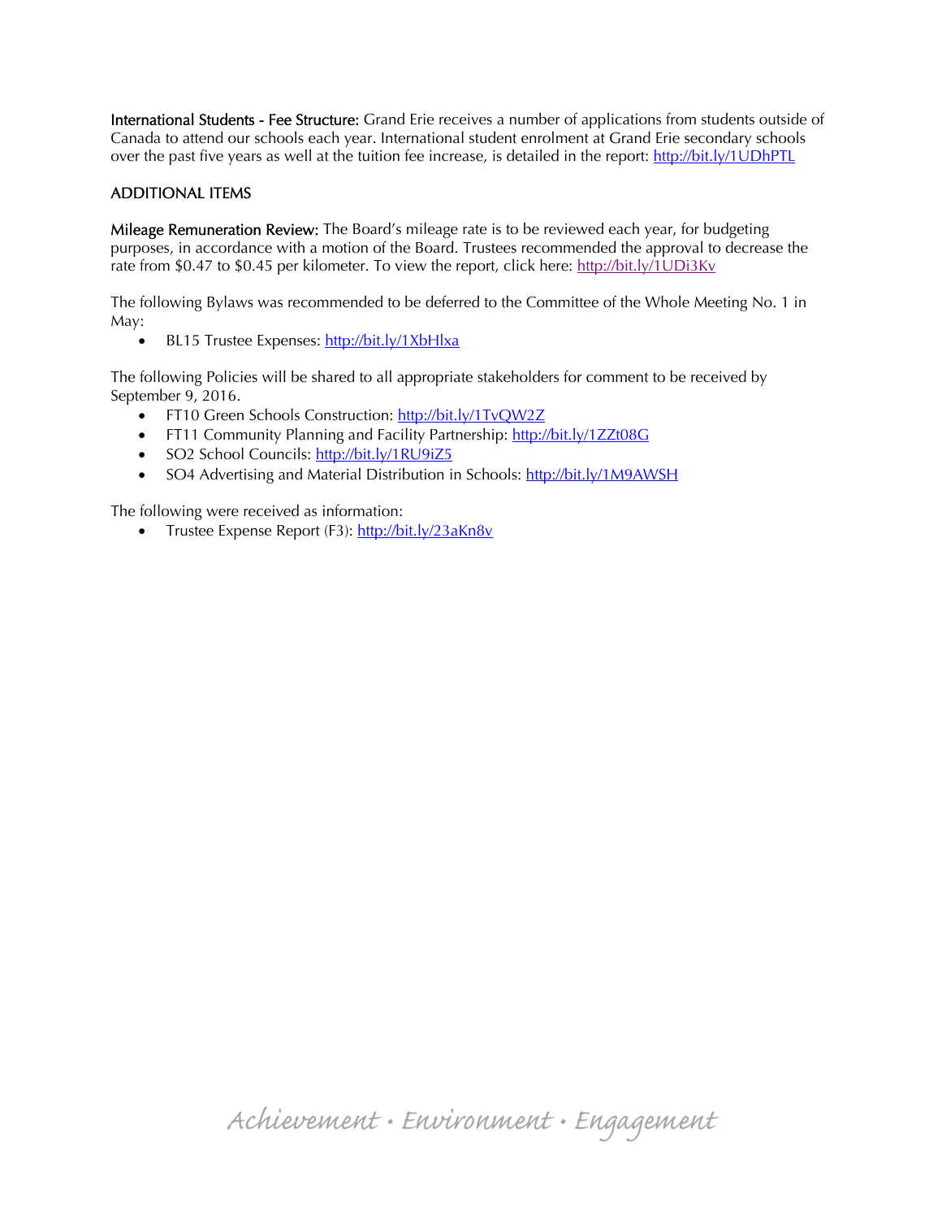**International Students - Fee Structure:** Grand Erie receives a number of applications from students outside of Canada to attend our schools each year. International student enrolment at Grand Erie secondary schools over the past five years as well at the tuition fee increase, is detailed in the report: http://bit.ly/1UDhPTL

## ADDITIONAL ITEMS

**Mileage Remuneration Review:** The Board's mileage rate is to be reviewed each year, for budgeting purposes, in accordance with a motion of the Board. Trustees recommended the approval to decrease the rate from $0.47 to $0.45 per kilometer. To view the report, click here: http://bit.ly/1UDi3Kv

The following Bylaws was recommended to be deferred to the Committee of the Whole Meeting No. 1 in May:

- BL15 Trustee Expenses: http://bit.ly/1XbHlxa

The following Policies will be shared to all appropriate stakeholders for comment to be received by September 9, 2016.

- FT10 Green Schools Construction: http://bit.ly/1TvQW2Z
- FT11 Community Planning and Facility Partnership: http://bit.ly/1ZZt08G
- SO2 School Councils: http://bit.ly/1RU9iZ5
- SO4 Advertising and Material Distribution in Schools: http://bit.ly/1M9AWSH

The following were received as information:

- Trustee Expense Report (F3): http://bit.ly/23aKn8v